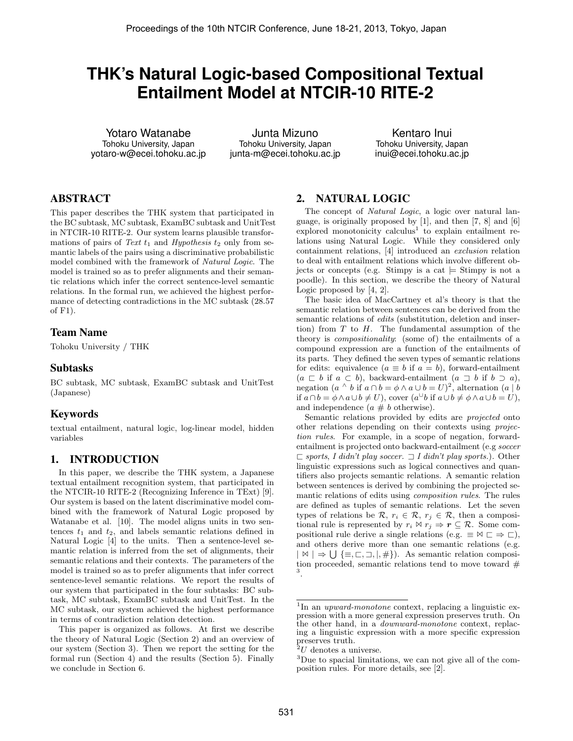# THK's Natural Logic-based Compositional Textual Entailment Model at NTCIR-10 RITE-2

Yotaro Watanabe
Tohoku University, Japan
yotaro-w@ecei.tohoku.ac.jp

Junta Mizuno
Tohoku University, Japan
junta-m@ecei.tohoku.ac.jp

Kentaro Inui
Tohoku University, Japan
inui@ecei.tohoku.ac.jp

## ABSTRACT

This paper describes the THK system that participated in the BC subtask, MC subtask, ExamBC subtask and UnitTest in NTCIR-10 RITE-2. Our system learns plausible transformations of pairs of *Text* $t_1$ and *Hypothesis* $t_2$ only from semantic labels of the pairs using a discriminative probabilistic model combined with the framework of *Natural Logic*. The model is trained so as to prefer alignments and their semantic relations which infer the correct sentence-level semantic relations. In the formal run, we achieved the highest performance of detecting contradictions in the MC subtask (28.57 of F1).

## Team Name

Tohoku University / THK

## Subtasks

BC subtask, MC subtask, ExamBC subtask and UnitTest (Japanese)

## Keywords

textual entailment, natural logic, log-linear model, hidden variables

## 1. INTRODUCTION

In this paper, we describe the THK system, a Japanese textual entailment recognition system, that participated in the NTCIR-10 RITE-2 (Recognizing Inference in TExt) [9]. Our system is based on the latent discriminative model combined with the framework of Natural Logic proposed by Watanabe et al. [10]. The model aligns units in two sentences $t_1$ and $t_2$, and labels semantic relations defined in Natural Logic [4] to the units. Then a sentence-level semantic relation is inferred from the set of alignments, their semantic relations and their contexts. The parameters of the model is trained so as to prefer alignments that infer correct sentence-level semantic relations. We report the results of our system that participated in the four subtasks: BC subtask, MC subtask, ExamBC subtask and UnitTest. In the MC subtask, our system achieved the highest performance in terms of contradiction relation detection.

This paper is organized as follows. At first we describe the theory of Natural Logic (Section 2) and an overview of our system (Section 3). Then we report the setting for the formal run (Section 4) and the results (Section 5). Finally we conclude in Section 6.

## 2. NATURAL LOGIC

The concept of *Natural Logic*, a logic over natural language, is originally proposed by [1], and then [7, 8] and [6] explored monotonicity calculus[1] to explain entailment relations using Natural Logic. While they considered only containment relations, [4] introduced an *exclusion* relation to deal with entailment relations which involve different objects or concepts (e.g. Stimpy is a cat $\models$ Stimpy is not a poodle). In this section, we describe the theory of Natural Logic proposed by [4, 2].

The basic idea of MacCartney et al's theory is that the semantic relation between sentences can be derived from the semantic relations of *edits* (substitution, deletion and insertion) from $T$ to $H$. The fundamental assumption of the theory is *compositionality*: (some of) the entailments of a compound expression are a function of the entailments of its parts. They defined the seven types of semantic relations for edits: equivalence ($a \equiv b$ if $a = b$), forward-entailment ($a \sqsubset b$ if $a \subset b$), backward-entailment ($a \sqsupset b$ if $b \supset a$), negation ($a \wedge b$ if $a \cap b = \phi \wedge a \cup b = U$)[2], alternation ($a \mid b$ if $a \cap b = \phi \wedge a \cup b \neq U$), cover ($a \smile b$ if $a \cup b \neq \phi \wedge a \cup b = U$), and independence ($a \# b$ otherwise).

Semantic relations provided by edits are *projected* onto other relations depending on their contexts using *projection rules*. For example, in a scope of negation, forward-entailment is projected onto backward-entailment (e.g *soccer* $\sqsubset$ *sports*, *I didn't play soccer.* $\sqsupset$ *I didn't play sports.*). Other linguistic expressions such as logical connectives and quantifiers also projects semantic relations. A semantic relation between sentences is derived by combining the projected semantic relations of edits using *composition rules*. The rules are defined as tuples of semantic relations. Let the seven types of relations be $\mathcal{R}$, $r_i \in \mathcal{R}$, $r_j \in \mathcal{R}$, then a compositional rule is represented by $r_i \bowtie r_j \Rightarrow \boldsymbol{r} \subseteq \mathcal{R}$. Some compositional rule derive a single relations (e.g. $\equiv \bowtie \sqsubset \Rightarrow \sqsubset$), and others derive more than one semantic relations (e.g. $\mid \bowtie \mid \Rightarrow \bigcup \{\equiv, \sqsubset, \sqsupset, \mid, \#\}$). As semantic relation composition proceeded, semantic relations tend to move toward $\#$ [3].

---

[1] In an *upward-monotone* context, replacing a linguistic expression with a more general expression preserves truth. On the other hand, in a *downward-monotone* context, replacing a linguistic expression with a more specific expression preserves truth.

[2] $U$ denotes a universe.

[3] Due to spacial limitations, we can not give all of the composition rules. For more details, see [2].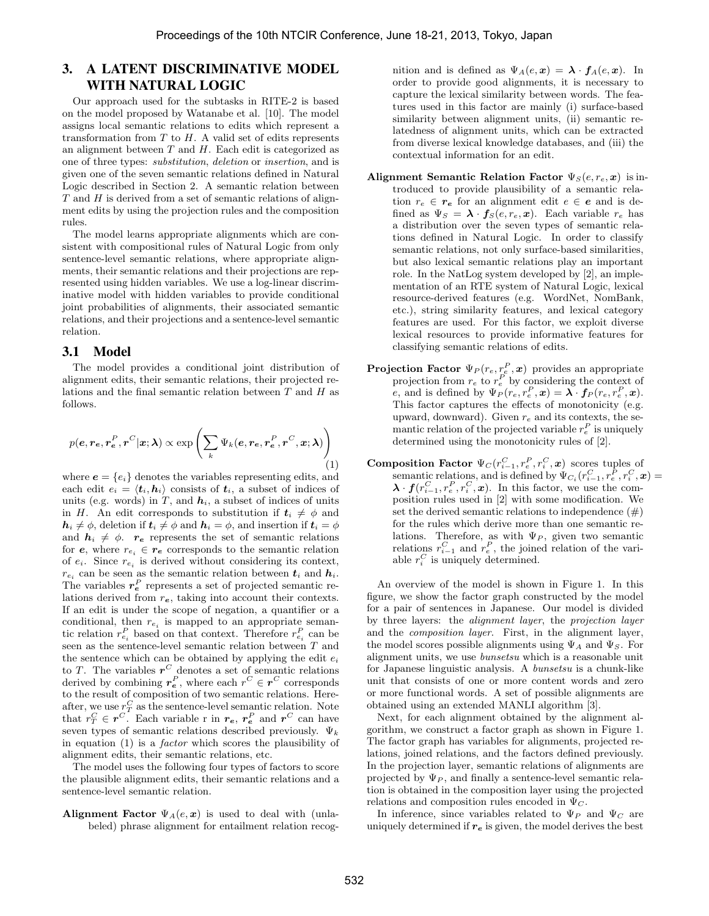## 3. A LATENT DISCRIMINATIVE MODEL WITH NATURAL LOGIC

Our approach used for the subtasks in RITE-2 is based on the model proposed by Watanabe et al. [10]. The model assigns local semantic relations to edits which represent a transformation from $T$ to $H$. A valid set of edits represents an alignment between $T$ and $H$. Each edit is categorized as one of three types: *substitution*, *deletion* or *insertion*, and is given one of the seven semantic relations defined in Natural Logic described in Section 2. A semantic relation between $T$ and $H$ is derived from a set of semantic relations of alignment edits by using the projection rules and the composition rules.

The model learns appropriate alignments which are consistent with compositional rules of Natural Logic from only sentence-level semantic relations, where appropriate alignments, their semantic relations and their projections are represented using hidden variables. We use a log-linear discriminative model with hidden variables to provide conditional joint probabilities of alignments, their associated semantic relations, and their projections and a sentence-level semantic relation.

### 3.1 Model

The model provides a conditional joint distribution of alignment edits, their semantic relations to edits which their projected relations and the final semantic relation between $T$ and $H$ as follows.

$$p(\boldsymbol{e}, \boldsymbol{r_e}, \boldsymbol{r_e^P}, \boldsymbol{r}^C | \boldsymbol{x}; \boldsymbol{\lambda}) \propto \exp\left(\sum_k \Psi_k(\boldsymbol{e}, \boldsymbol{r_e}, \boldsymbol{r_e^P}, \boldsymbol{r}^C, \boldsymbol{x}; \boldsymbol{\lambda})\right) \quad (1)$$

where $\boldsymbol{e} = \{e_i\}$ denotes the variables representing edits, and each edit $e_i = \langle \boldsymbol{t}_i, \boldsymbol{h}_i \rangle$ consists of $\boldsymbol{t}_i$, a subset of indices of units (e.g. words) in $T$, and $\boldsymbol{h}_i$, a subset of indices of units in $H$. An edit corresponds to substitution if $\boldsymbol{t}_i \neq \phi$ and $\boldsymbol{h}_i \neq \phi$, deletion if $\boldsymbol{t}_i \neq \phi$ and $\boldsymbol{h}_i = \phi$, and insertion if $\boldsymbol{t}_i = \phi$ and $\boldsymbol{h}_i \neq \phi$. $\boldsymbol{r_e}$ represents the set of semantic relations for $\boldsymbol{e}$, where $r_{e_i} \in \boldsymbol{r_e}$ corresponds to the semantic relation of $e_i$. Since $r_{e_i}$ is derived without considering its context, $r_{e_i}$ can be seen as the semantic relation between $\boldsymbol{t}_i$ and $\boldsymbol{h}_i$. The variables $\boldsymbol{r_e^P}$ represents a set of projected semantic relations derived from $\boldsymbol{r_e}$, taking into account their contexts. If an edit is under the scope of negation, a quantifier or a conditional, then $r_{e_i}$ is mapped to an appropriate semantic relation $r^P_{e_i}$ based on that context. Therefore $r^P_{e_i}$ can be seen as the sentence-level semantic relation between $T$ and the sentence which can be obtained by applying the edit $e_i$ to $T$. The variables $\boldsymbol{r}^C$ denotes a set of semantic relations derived by combining $\boldsymbol{r_e^P}$, where each $r^C \in \boldsymbol{r}^C$ corresponds to the result of composition of two semantic relations. Hereafter, we use $r^C_T$ as the sentence-level semantic relation. Note that $r^C_T \in \boldsymbol{r}^C$. Each variable r in $\boldsymbol{r_e}$, $\boldsymbol{r_e^P}$ and $\boldsymbol{r}^C$ can have seven types of semantic relations described previously. $\Psi_k$ in equation (1) is a *factor* which scores the plausibility of alignment edits, their semantic relations, etc.

The model uses the following four types of factors to score the plausible alignment edits, their semantic relations and a sentence-level semantic relation.

**Alignment Factor** $\Psi_A(e, \boldsymbol{x})$ is used to deal with (unlabeled) phrase alignment for entailment relation recognition and is defined as $\Psi_A(e, \boldsymbol{x}) = \boldsymbol{\lambda} \cdot \boldsymbol{f}_A(e, \boldsymbol{x})$. In order to provide good alignments, it is necessary to capture the lexical similarity between words. The features used in this factor are mainly (i) surface-based similarity between alignment units, (ii) semantic relatedness of alignment units, which can be extracted from diverse lexical knowledge databases, and (iii) the contextual information for an edit.

**Alignment Semantic Relation Factor** $\Psi_S(e, r_e, \boldsymbol{x})$ is introduced to provide plausibility of a semantic relation $r_e \in \boldsymbol{r_e}$ for an alignment edit $e \in \boldsymbol{e}$ and is defined as $\Psi_S = \boldsymbol{\lambda} \cdot \boldsymbol{f}_S(e, r_e, \boldsymbol{x})$. Each variable $r_e$ has a distribution over the seven types of semantic relations defined in Natural Logic. In order to classify semantic relations, not only surface-based similarities, but also lexical semantic relations play an important role. In the NatLog system developed by [2], an implementation of an RTE system of Natural Logic, lexical resource-derived features (e.g. WordNet, NomBank, etc.), string similarity features, and lexical category features are used. For this factor, we exploit diverse lexical resources to provide informative features for classifying semantic relations of edits.

**Projection Factor** $\Psi_P(r_e, r_e^P, \boldsymbol{x})$ provides an appropriate projection from $r_e$ to $r_e^P$ by considering the context of $e$, and is defined by $\Psi_P(r_e, r_e^P, \boldsymbol{x}) = \boldsymbol{\lambda} \cdot \boldsymbol{f}_P(r_e, r_e^P, \boldsymbol{x})$. This factor captures the effects of monotonicity (e.g. upward, downward). Given $r_e$ and its contexts, the semantic relation of the projected variable $r_e^P$ is uniquely determined using the monotonicity rules of [2].

**Composition Factor** $\Psi_C(r^C_{i-1}, r^P_e, r^C_i, \boldsymbol{x})$ scores tuples of semantic relations, and is defined by $\Psi_{C_i}(r^C_{i-1}, r^P_e, r^C_i, \boldsymbol{x}) = \boldsymbol{\lambda} \cdot \boldsymbol{f}(r^C_{i-1}, r^P_e, r^C_i, \boldsymbol{x})$. In this factor, we use the composition rules used in [2] with some modification. We set the derived semantic relations to independence (#) for the rules which derive more than one semantic relations. Therefore, as with $\Psi_P$, given two semantic relations $r^C_{i-1}$ and $r^P_e$, the joined relation of the variable $r^C_i$ is uniquely determined.

An overview of the model is shown in Figure 1. In this figure, we show the factor graph constructed by the model for a pair of sentences in Japanese. Our model is divided by three layers: the *alignment layer*, the *projection layer* and the *composition layer*. First, in the alignment layer, the model scores possible alignments using $\Psi_A$ and $\Psi_S$. For alignment units, we use *bunsetsu* which is a reasonable unit for Japanese linguistic analysis. A *bunsetsu* is a chunk-like unit that consists of one or more content words and zero or more functional words. A set of possible alignments are obtained using an extended MANLI algorithm [3].

Next, for each alignment obtained by the alignment algorithm, we construct a factor graph as shown in Figure 1. The factor graph has variables for alignments, projected relations, joined relations, and the factors defined previously. In the projection layer, semantic relations of alignments are projected by $\Psi_P$, and finally a sentence-level semantic relation is obtained in the composition layer using the projected relations and composition rules encoded in $\Psi_C$.

In inference, since variables related to $\Psi_P$ and $\Psi_C$ are uniquely determined if $\boldsymbol{r_e}$ is given, the model derives the best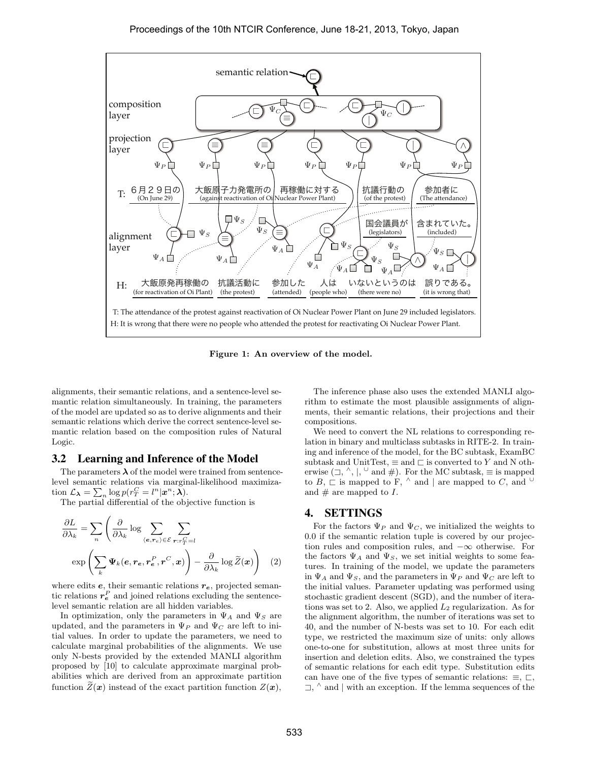semantic relation

composition layer

projection layer

T: 6月29日の (On June 29) 大飯原子力発電所の (against reactivation of Oi Nuclear Power Plant) 再稼働に対する 抗議行動の (of the protest) 参加者に (The attendance) 国会議員が (legislators) 含まれていた。(included)

alignment layer

H: 大飯原発再稼働の (for reactivation of Oi Plant) 抗議活動に (the protest) 参加した (attended) 人は (people who) いないというのは (there were no) 誤りである。(it is wrong that)

T: The attendance of the protest against reactivation of Oi Nuclear Power Plant on June 29 included legislators.

H: It is wrong that there were no people who attended the protest for reactivatating Oi Nuclear Power Plant.

**Figure 1: An overview of the model.**

alignments, their semantic relations, and a sentence-level semantic relation simultaneously. In training, the parameters of the model are updated so as to derive alignments and their semantic relations which derive the correct sentence-level semantic relation based on the composition rules of Natural Logic.

## 3.2 Learning and Inference of the Model

The parameters $\boldsymbol{\lambda}$ of the model were trained from sentence-level semantic relations via marginal-likelihood maximization $\mathcal{L}_{\boldsymbol{\lambda}} = \sum_n \log p(r_T^C = l^n | \boldsymbol{x}^n; \boldsymbol{\lambda})$.

The partial differential of the objective function is

$$\frac{\partial L}{\partial \lambda_k} = \sum_n \left( \frac{\partial}{\partial \lambda_k} \log \sum_{\langle \boldsymbol{e}, \boldsymbol{r_e} \rangle \in \mathcal{E}} \sum_{\boldsymbol{r}: r_T^C = l} \exp\left( \sum_k \boldsymbol{\Psi}_k(\boldsymbol{e}, \boldsymbol{r_e}, \boldsymbol{r_e^P}, \boldsymbol{r}^C, \boldsymbol{x}) \right) - \frac{\partial}{\partial \lambda_k} \log \widetilde{Z}(\boldsymbol{x}) \right) \quad (2)$$

where edits $\boldsymbol{e}$, their semantic relations $\boldsymbol{r_e}$, projected semantic relations $\boldsymbol{r_e^P}$ and joined relations excluding the sentence-level semantic relation are all hidden variables.

In optimization, only the parameters in $\Psi_A$ and $\Psi_S$ are updated, and the parameters in $\Psi_P$ and $\Psi_C$ are left to initial values. In order to update the parameters, we need to calculate marginal probabilities of the alignments. We use only N-bests provided by the extended MANLI algorithm proposed by [10] to calculate approximate marginal probabilities which are derived from an approximate partition function $\widetilde{Z}(\boldsymbol{x})$ instead of the exact partition function $Z(\boldsymbol{x})$,

The inference phase also uses the extended MANLI algorithm to estimate the most plausible assignments of alignments, their semantic relations, their projections and their compositions.

We need to convert the NL relations to corresponding relation in binary and multiclass subtasks in RITE-2. In training and inference of the model, for the BC subtask, ExamBC subtask and UnitTest, $\equiv$ and $\sqsubset$ is converted to $Y$ and N otherwise ($\sqsupset$, $^\wedge$, $|$, $^\cup$ and $\#$). For the MC subtask, $\equiv$ is mapped to $B$, $\sqsubset$ is mapped to F, $^\wedge$ and $|$ are mapped to $C$, and $^\cup$ and $\#$ are mapped to $I$.

# 4. SETTINGS

For the factors $\Psi_P$ and $\Psi_C$, we initialized the weights to 0.0 if the semantic relation tuple is covered by our projection rules and composition rules, and $-\infty$ otherwise. For the factors $\Psi_A$ and $\Psi_S$, we set initial weights to some features. In training of the model, we update the parameters in $\Psi_A$ and $\Psi_S$, and the parameters in $\Psi_P$ and $\Psi_C$ are left to the initial values. Parameter updating was performed using stochastic gradient descent (SGD), and the number of iterations was set to 2. Also, we applied $L_2$ regularization. As for the alignment algorithm, the number of iterations was set to 40, and the number of N-bests was set to 10. For each edit type, we restricted the maximum size of units: only allows one-to-one for substitution, allows at most three units for insertion and deletion edits. Also, we constrained the types of semantic relations for each edit type. Substitution edits can have one of the five types of semantic relations: $\equiv$, $\sqsubset$, $\sqsupset$, $^\wedge$ and $|$ with an exception. If the lemma sequences of the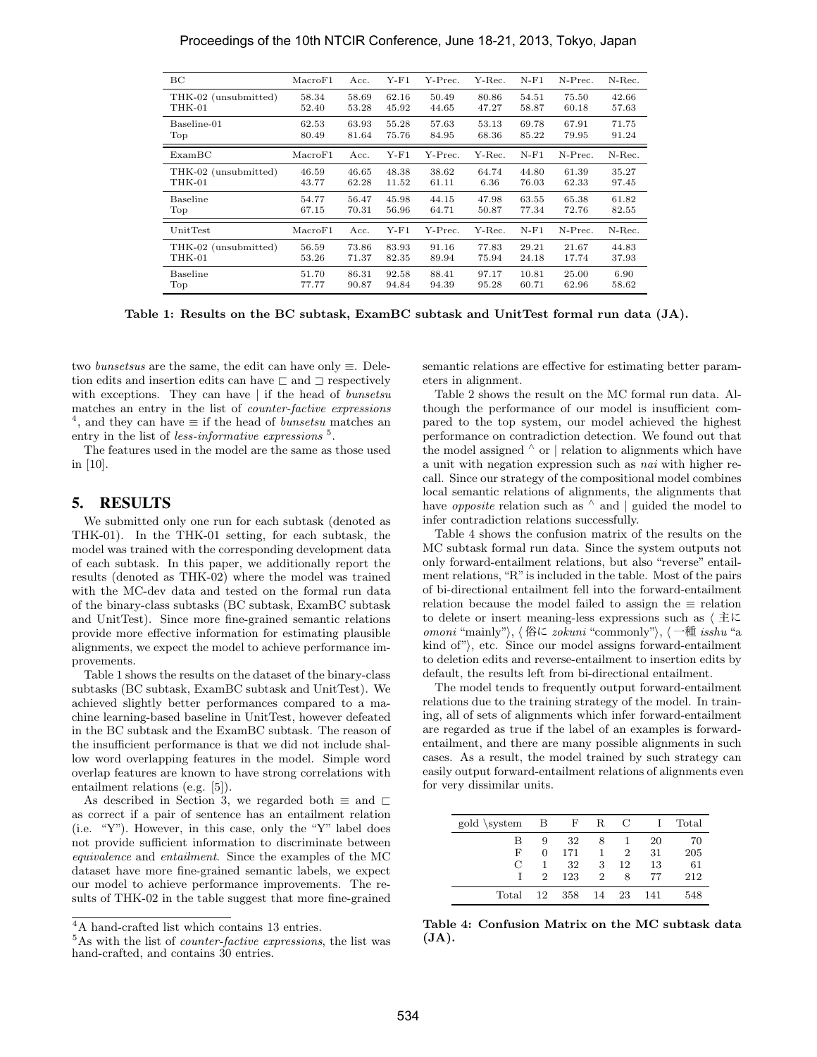| BC | MacroF1 | Acc. | Y-F1 | Y-Prec. | Y-Rec. | N-F1 | N-Prec. | N-Rec. |
|---|---|---|---|---|---|---|---|---|
| THK-02 (unsubmitted) | 58.34 | 58.69 | 62.16 | 50.49 | 80.86 | 54.51 | 75.50 | 42.66 |
| THK-01 | 52.40 | 53.28 | 45.92 | 44.65 | 47.27 | 58.87 | 60.18 | 57.63 |
| Baseline-01 | 62.53 | 63.93 | 55.28 | 57.63 | 53.13 | 69.78 | 67.91 | 71.75 |
| Top | 80.49 | 81.64 | 75.76 | 84.95 | 68.36 | 85.22 | 79.95 | 91.24 |
| **ExamBC** | **MacroF1** | **Acc.** | **Y-F1** | **Y-Prec.** | **Y-Rec.** | **N-F1** | **N-Prec.** | **N-Rec.** |
| THK-02 (unsubmitted) | 46.59 | 46.65 | 48.38 | 38.62 | 64.74 | 44.80 | 61.39 | 35.27 |
| THK-01 | 43.77 | 62.28 | 11.52 | 61.11 | 6.36 | 76.03 | 62.33 | 97.45 |
| Baseline | 54.77 | 56.47 | 45.98 | 44.15 | 47.98 | 63.55 | 65.38 | 61.82 |
| Top | 67.15 | 70.31 | 56.96 | 64.71 | 50.87 | 77.34 | 72.76 | 82.55 |
| **UnitTest** | **MacroF1** | **Acc.** | **Y-F1** | **Y-Prec.** | **Y-Rec.** | **N-F1** | **N-Prec.** | **N-Rec.** |
| THK-02 (unsubmitted) | 56.59 | 73.86 | 83.93 | 91.16 | 77.83 | 29.21 | 21.67 | 44.83 |
| THK-01 | 53.26 | 71.37 | 82.35 | 89.94 | 75.94 | 24.18 | 17.74 | 37.93 |
| Baseline | 51.70 | 86.31 | 92.58 | 88.41 | 97.17 | 10.81 | 25.00 | 6.90 |
| Top | 77.77 | 90.87 | 94.84 | 94.39 | 95.28 | 60.71 | 62.96 | 58.62 |

**Table 1: Results on the BC subtask, ExamBC subtask and UnitTest formal run data (JA).**

two *bunsetsus* are the same, the edit can have only ≡. Deletion edits and insertion edits can have ⊏ and ⊐ respectively with exceptions. They can have | if the head of *bunsetsu* matches an entry in the list of *counter-factive expressions* [4], and they can have ≡ if the head of *bunsetsu* matches an entry in the list of *less-informative expressions* [5].

The features used in the model are the same as those used in [10].

## 5. RESULTS

We submitted only one run for each subtask (denoted as THK-01). In the THK-01 setting, for each subtask, the model was trained with the corresponding development data of each subtask. In this paper, we additionally report the results (denoted as THK-02) where the model was trained with the MC-dev data and tested on the formal run data of the binary-class subtasks (BC subtask, ExamBC subtask and UnitTest). Since more fine-grained semantic relations provide more effective information for estimating plausible alignments, we expect the model to achieve performance improvements.

Table 1 shows the results on the dataset of the binary-class subtasks (BC subtask, ExamBC subtask and UnitTest). We achieved slightly better performances compared to a machine learning-based baseline in UnitTest, however defeated in the BC subtask and the ExamBC subtask. The reason of the insufficient performance is that we did not include shallow word overlapping features in the model. Simple word overlap features are known to have strong correlations with entailment relations (e.g. [5]).

As described in Section 3, we regarded both ≡ and ⊏ as correct if a pair of sentence has an entailment relation (i.e. "Y"). However, in this case, only the "Y" label does not provide sufficient information to discriminate between *equivalence* and *entailment*. Since the examples of the MC dataset have more fine-grained semantic labels, we expect our model to achieve performance improvements. The results of THK-02 in the table suggest that more fine-grained semantic relations are effective for estimating better parameters in alignment.

Table 2 shows the result on the MC formal run data. Although the performance of our model is insufficient compared to the top system, our model achieved the highest performance on contradiction detection. We found out that the model assigned ^ or | relation to alignments which have a unit with negation expression such as *nai* with higher recall. Since our strategy of the compositional model combines local semantic relations of alignments, the alignments that have *opposite* relation such as ^ and | guided the model to infer contradiction relations successfully.

Table 4 shows the confusion matrix of the results on the MC subtask formal run data. Since the system outputs not only forward-entailment relations, but also "reverse" entailment relations, "R" is included in the table. Most of the pairs of bi-directional entailment fell into the forward-entailment relation because the model failed to assign the ≡ relation to delete or insert meaning-less expressions such as ⟨主に *omoni* "mainly"⟩, ⟨俗に *zokuni* "commonly"⟩, ⟨一種 *isshu* "a kind of"⟩, etc. Since our model assigns forward-entailment to deletion edits and reverse-entailment to insertion edits by default, the results left from bi-directional entailment.

The model tends to frequently output forward-entailment relations due to the training strategy of the model. In training, all of sets of alignments which infer forward-entailment are regarded as true if the label of an examples is forward-entailment, and there are many possible alignments in such cases. As a result, the model trained by such strategy can easily output forward-entailment relations of alignments even for very dissimilar units.

| gold \system | B | F | R | C | I | Total |
|---|---|---|---|---|---|---|
| B | 9 | 32 | 8 | 1 | 20 | 70 |
| F | 0 | 171 | 1 | 2 | 31 | 205 |
| C | 1 | 32 | 3 | 12 | 13 | 61 |
| I | 2 | 123 | 2 | 8 | 77 | 212 |
| Total | 12 | 358 | 14 | 23 | 141 | 548 |

**Table 4: Confusion Matrix on the MC subtask data (JA).**

[4] A hand-crafted list which contains 13 entries.

[5] As with the list of *counter-factive expressions*, the list was hand-crafted, and contains 30 entries.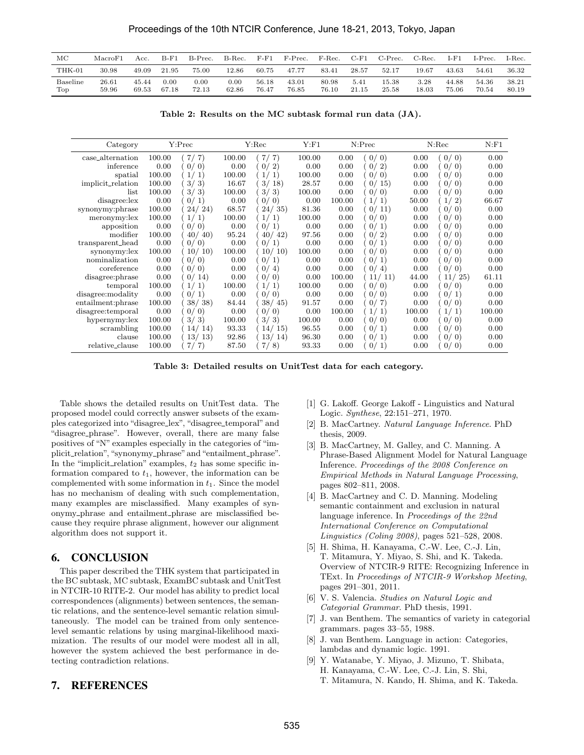| MC | MacroF1 | Acc. | B-F1 | B-Prec. | B-Rec. | F-F1 | F-Prec. | F-Rec. | C-F1 | C-Prec. | C-Rec. | I-F1 | I-Prec. | I-Rec. |
|---|---|---|---|---|---|---|---|---|---|---|---|---|---|---|
| THK-01 | 30.98 | 49.09 | 21.95 | 75.00 | 12.86 | 60.75 | 47.77 | 83.41 | 28.57 | 52.17 | 19.67 | 43.63 | 54.61 | 36.32 |
| Baseline | 26.61 | 45.44 | 0.00 | 0.00 | 0.00 | 56.18 | 43.01 | 80.98 | 5.41 | 15.38 | 3.28 | 44.88 | 54.36 | 38.21 |
| Top | 59.96 | 69.53 | 67.18 | 72.13 | 62.86 | 76.47 | 76.85 | 76.10 | 21.15 | 25.58 | 18.03 | 75.06 | 70.54 | 80.19 |

**Table 2: Results on the MC subtask formal run data (JA).**

| Category | Y:Prec | | Y:Rec | | Y:F1 | N:Prec | | N:Rec | | N:F1 |
|---|---|---|---|---|---|---|---|---|---|---|
| case_alternation | 100.00 | ( 7/ 7) | 100.00 | ( 7/ 7) | 100.00 | 0.00 | ( 0/ 0) | 0.00 | ( 0/ 0) | 0.00 |
| inference | 0.00 | ( 0/ 0) | 0.00 | ( 0/ 2) | 0.00 | 0.00 | ( 0/ 2) | 0.00 | ( 0/ 0) | 0.00 |
| spatial | 100.00 | ( 1/ 1) | 100.00 | ( 1/ 1) | 100.00 | 0.00 | ( 0/ 0) | 0.00 | ( 0/ 0) | 0.00 |
| implicit_relation | 100.00 | ( 3/ 3) | 16.67 | ( 3/ 18) | 28.57 | 0.00 | ( 0/ 15) | 0.00 | ( 0/ 0) | 0.00 |
| list | 100.00 | ( 3/ 3) | 100.00 | ( 3/ 3) | 100.00 | 0.00 | ( 0/ 0) | 0.00 | ( 0/ 0) | 0.00 |
| disagree:lex | 0.00 | ( 0/ 1) | 0.00 | ( 0/ 0) | 0.00 | 100.00 | ( 1/ 1) | 50.00 | ( 1/ 2) | 66.67 |
| synonymy:phrase | 100.00 | ( 24/ 24) | 68.57 | ( 24/ 35) | 81.36 | 0.00 | ( 0/ 11) | 0.00 | ( 0/ 0) | 0.00 |
| meronymy:lex | 100.00 | ( 1/ 1) | 100.00 | ( 1/ 1) | 100.00 | 0.00 | ( 0/ 0) | 0.00 | ( 0/ 0) | 0.00 |
| apposition | 0.00 | ( 0/ 0) | 0.00 | ( 0/ 1) | 0.00 | 0.00 | ( 0/ 1) | 0.00 | ( 0/ 0) | 0.00 |
| modifier | 100.00 | ( 40/ 40) | 95.24 | ( 40/ 42) | 97.56 | 0.00 | ( 0/ 2) | 0.00 | ( 0/ 0) | 0.00 |
| transparent_head | 0.00 | ( 0/ 0) | 0.00 | ( 0/ 1) | 0.00 | 0.00 | ( 0/ 1) | 0.00 | ( 0/ 0) | 0.00 |
| synonymy:lex | 100.00 | ( 10/ 10) | 100.00 | ( 10/ 10) | 100.00 | 0.00 | ( 0/ 0) | 0.00 | ( 0/ 0) | 0.00 |
| nominalization | 0.00 | ( 0/ 0) | 0.00 | ( 0/ 1) | 0.00 | 0.00 | ( 0/ 1) | 0.00 | ( 0/ 0) | 0.00 |
| coreference | 0.00 | ( 0/ 0) | 0.00 | ( 0/ 4) | 0.00 | 0.00 | ( 0/ 4) | 0.00 | ( 0/ 0) | 0.00 |
| disagree:phrase | 0.00 | ( 0/ 14) | 0.00 | ( 0/ 0) | 0.00 | 100.00 | ( 11/ 11) | 44.00 | ( 11/ 25) | 61.11 |
| temporal | 100.00 | ( 1/ 1) | 100.00 | ( 1/ 1) | 100.00 | 0.00 | ( 0/ 0) | 0.00 | ( 0/ 0) | 0.00 |
| disagree:modality | 0.00 | ( 0/ 1) | 0.00 | ( 0/ 0) | 0.00 | 0.00 | ( 0/ 0) | 0.00 | ( 0/ 1) | 0.00 |
| entailment:phrase | 100.00 | ( 38/ 38) | 84.44 | ( 38/ 45) | 91.57 | 0.00 | ( 0/ 7) | 0.00 | ( 0/ 0) | 0.00 |
| disagree:temporal | 0.00 | ( 0/ 0) | 0.00 | ( 0/ 0) | 0.00 | 100.00 | ( 1/ 1) | 100.00 | ( 1/ 1) | 100.00 |
| hypernymy:lex | 100.00 | ( 3/ 3) | 100.00 | ( 3/ 3) | 100.00 | 0.00 | ( 0/ 0) | 0.00 | ( 0/ 0) | 0.00 |
| scrambling | 100.00 | ( 14/ 14) | 93.33 | ( 14/ 15) | 96.55 | 0.00 | ( 0/ 1) | 0.00 | ( 0/ 0) | 0.00 |
| clause | 100.00 | ( 13/ 13) | 92.86 | ( 13/ 14) | 96.30 | 0.00 | ( 0/ 1) | 0.00 | ( 0/ 0) | 0.00 |
| relative_clause | 100.00 | ( 7/ 7) | 87.50 | ( 7/ 8) | 93.33 | 0.00 | ( 0/ 1) | 0.00 | ( 0/ 0) | 0.00 |

**Table 3: Detailed results on UnitTest data for each category.**

Table shows the detailed results on UnitTest data. The proposed model could correctly answer subsets of the examples categorized into "disagree_lex", "disagree_temporal" and "disagree_phrase". However, overall, there are many false positives of "N" examples especially in the categories of "implicit_relation", "synonymy_phrase" and "entailment_phrase". In the "implicit_relation" examples, $t_2$ has some specific information compared to $t_1$, however, the information can be complemented with some information in $t_1$. Since the model has no mechanism of dealing with such complementation, many examples are misclassified. Many examples of synonymy_phrase and entailment_phrase are misclassified because they require phrase alignment, however our alignment algorithm does not support it.

## 6. CONCLUSION

This paper described the THK system that participated in the BC subtask, MC subtask, ExamBC subtask and UnitTest in NTCIR-10 RITE-2. Our model has ability to predict local correspondences (alignments) between sentences, the semantic relations, and the sentence-level semantic relation simultaneously. The model can be trained from only sentence-level semantic relations by using marginal-likelihood maximization. The results of our model were modest all in all, however the system achieved the best performance in detecting contradiction relations.

## 7. REFERENCES

- [1] G. Lakoff. George Lakoff - Linguistics and Natural Logic. *Synthese*, 22:151–271, 1970.
- [2] B. MacCartney. *Natural Language Inference*. PhD thesis, 2009.
- [3] B. MacCartney, M. Galley, and C. Manning. A Phrase-Based Alignment Model for Natural Language Inference. *Proceedings of the 2008 Conference on Empirical Methods in Natural Language Processing*, pages 802–811, 2008.
- [4] B. MacCartney and C. D. Manning. Modeling semantic containment and exclusion in natural language inference. In *Proceedings of the 22nd International Conference on Computational Linguistics (Coling 2008)*, pages 521–528, 2008.
- [5] H. Shima, H. Kanayama, C.-W. Lee, C.-J. Lin, T. Mitamura, Y. Miyao, S. Shi, and K. Takeda. Overview of NTCIR-9 RITE: Recognizing Inference in TExt. In *Proceedings of NTCIR-9 Workshop Meeting*, pages 291–301, 2011.
- [6] V. S. Valencia. *Studies on Natural Logic and Categorial Grammar*. PhD thesis, 1991.
- [7] J. van Benthem. The semantics of variety in categorial grammars. pages 33–55, 1988.
- [8] J. van Benthem. Language in action: Categories, lambdas and dynamic logic. 1991.
- [9] Y. Watanabe, Y. Miyao, J. Mizuno, T. Shibata, H. Kanayama, C.-W. Lee, C.-J. Lin, S. Shi, T. Mitamura, N. Kando, H. Shima, and K. Takeda.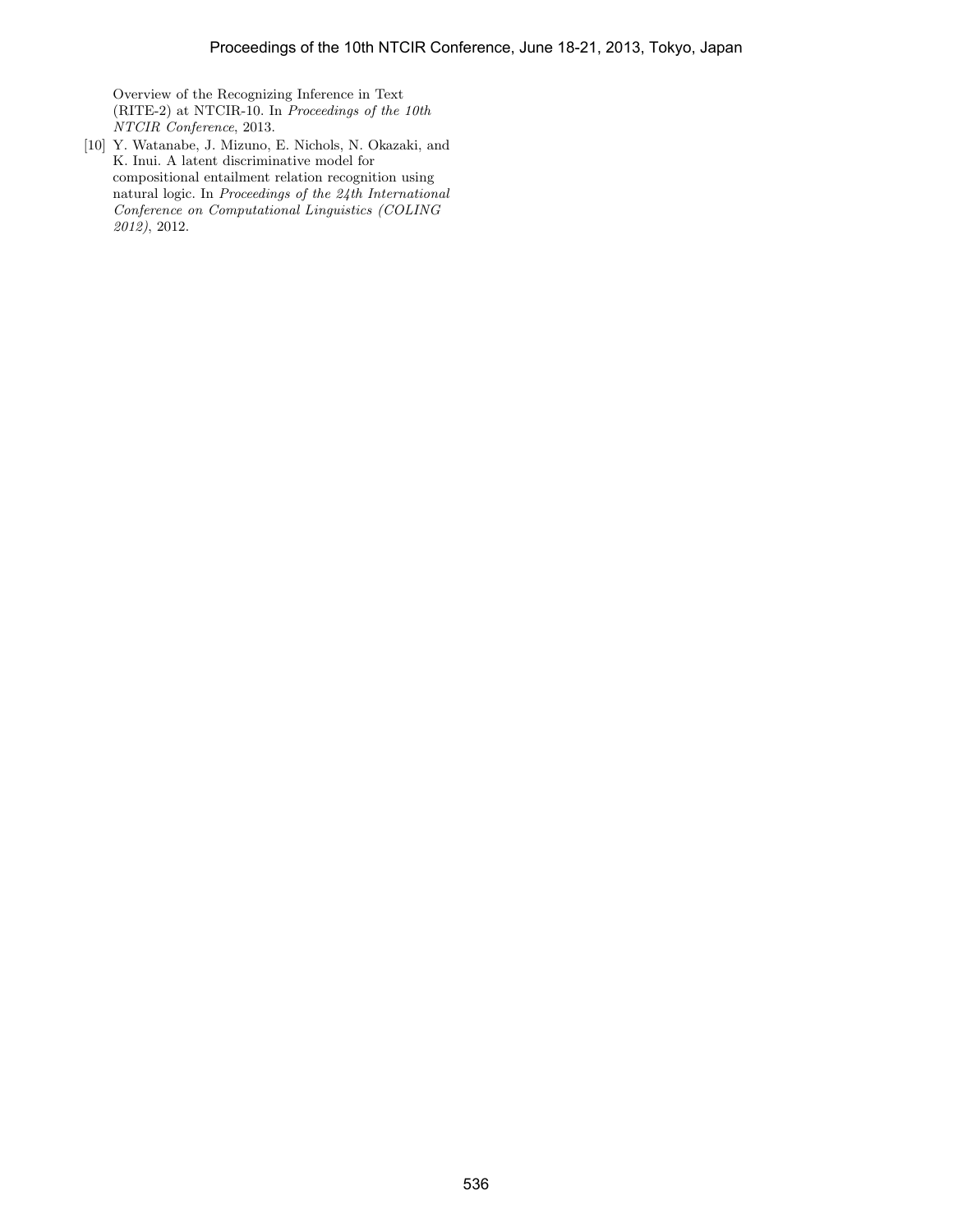Overview of the Recognizing Inference in Text (RITE-2) at NTCIR-10. In *Proceedings of the 10th NTCIR Conference*, 2013.

[10] Y. Watanabe, J. Mizuno, E. Nichols, N. Okazaki, and K. Inui. A latent discriminative model for compositional entailment relation recognition using natural logic. In *Proceedings of the 24th International Conference on Computational Linguistics (COLING 2012)*, 2012.